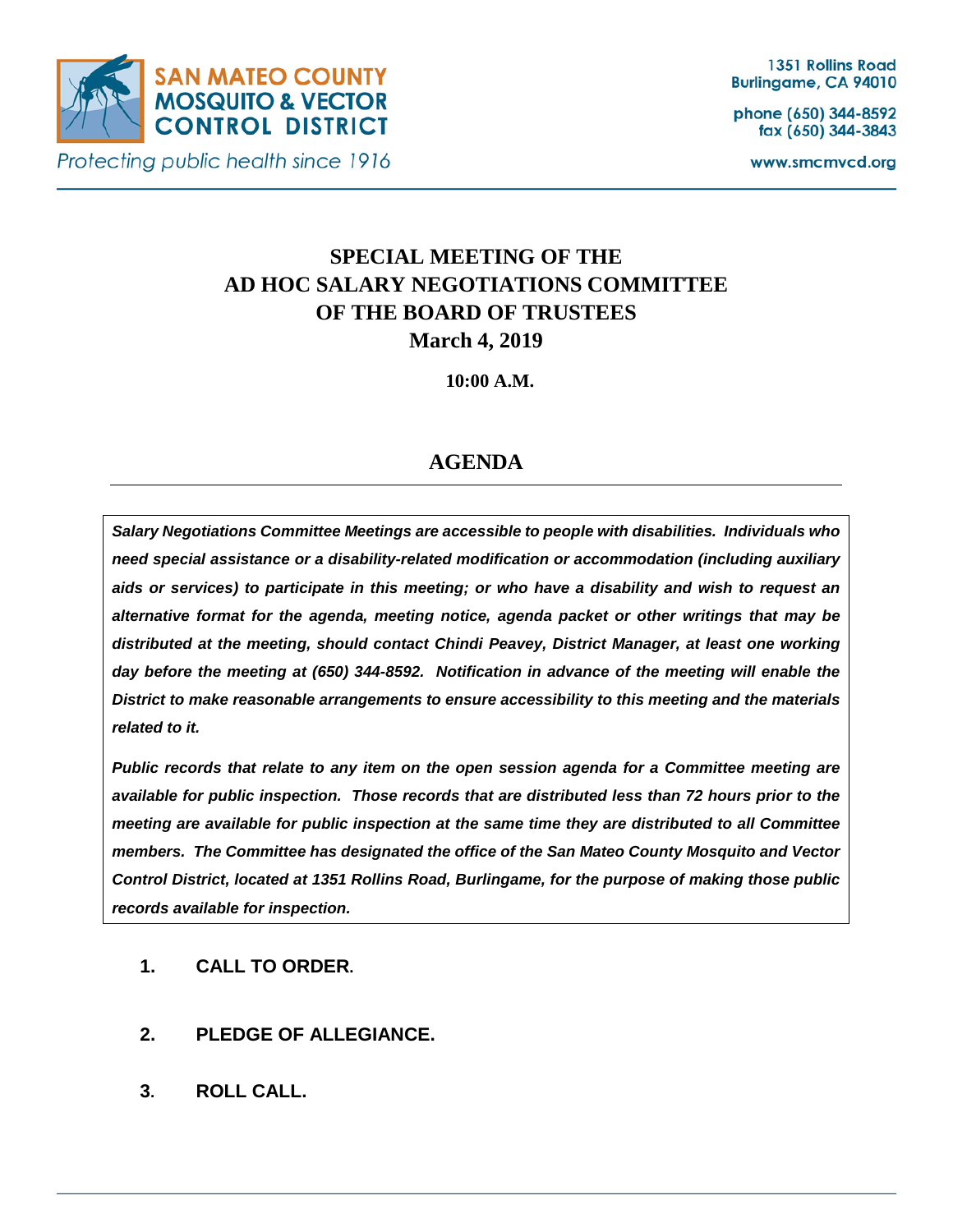SAN MATEO COUNTY
MOSQUITO & VECTOR
CONTROL DISTRICT

*Protecting public health since 1916*

1351 Rollins Road
Burlingame, CA 94010

phone (650) 344-8592
fax (650) 344-3843

www.smcmvcd.org

# SPECIAL MEETING OF THE AD HOC SALARY NEGOTIATIONS COMMITTEE OF THE BOARD OF TRUSTEES

**March 4, 2019**

**10:00 A.M.**

## AGENDA

***Salary Negotiations Committee Meetings are accessible to people with disabilities. Individuals who need special assistance or a disability-related modification or accommodation (including auxiliary aids or services) to participate in this meeting; or who have a disability and wish to request an alternative format for the agenda, meeting notice, agenda packet or other writings that may be distributed at the meeting, should contact Chindi Peavey, District Manager, at least one working day before the meeting at (650) 344-8592. Notification in advance of the meeting will enable the District to make reasonable arrangements to ensure accessibility to this meeting and the materials related to it.***

***Public records that relate to any item on the open session agenda for a Committee meeting are available for public inspection. Those records that are distributed less than 72 hours prior to the meeting are available for public inspection at the same time they are distributed to all Committee members. The Committee has designated the office of the San Mateo County Mosquito and Vector Control District, located at 1351 Rollins Road, Burlingame, for the purpose of making those public records available for inspection.***

1. **CALL TO ORDER.**

2. **PLEDGE OF ALLEGIANCE.**

3. **ROLL CALL.**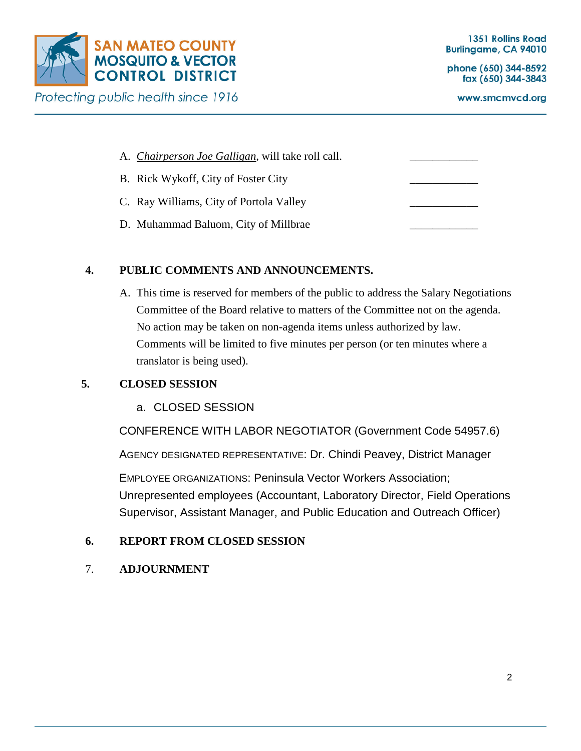A. *Chairperson Joe Galligan*, will take roll call. ____________

B. Rick Wykoff, City of Foster City ____________

C. Ray Williams, City of Portola Valley ____________

D. Muhammad Baluom, City of Millbrae ____________

**4. PUBLIC COMMENTS AND ANNOUNCEMENTS.**

A. This time is reserved for members of the public to address the Salary Negotiations Committee of the Board relative to matters of the Committee not on the agenda. No action may be taken on non-agenda items unless authorized by law. Comments will be limited to five minutes per person (or ten minutes where a translator is being used).

**5. CLOSED SESSION**

a. CLOSED SESSION

CONFERENCE WITH LABOR NEGOTIATOR (Government Code 54957.6)

AGENCY DESIGNATED REPRESENTATIVE: Dr. Chindi Peavey, District Manager

EMPLOYEE ORGANIZATIONS: Peninsula Vector Workers Association; Unrepresented employees (Accountant, Laboratory Director, Field Operations Supervisor, Assistant Manager, and Public Education and Outreach Officer)

**6. REPORT FROM CLOSED SESSION**

7. **ADJOURNMENT**